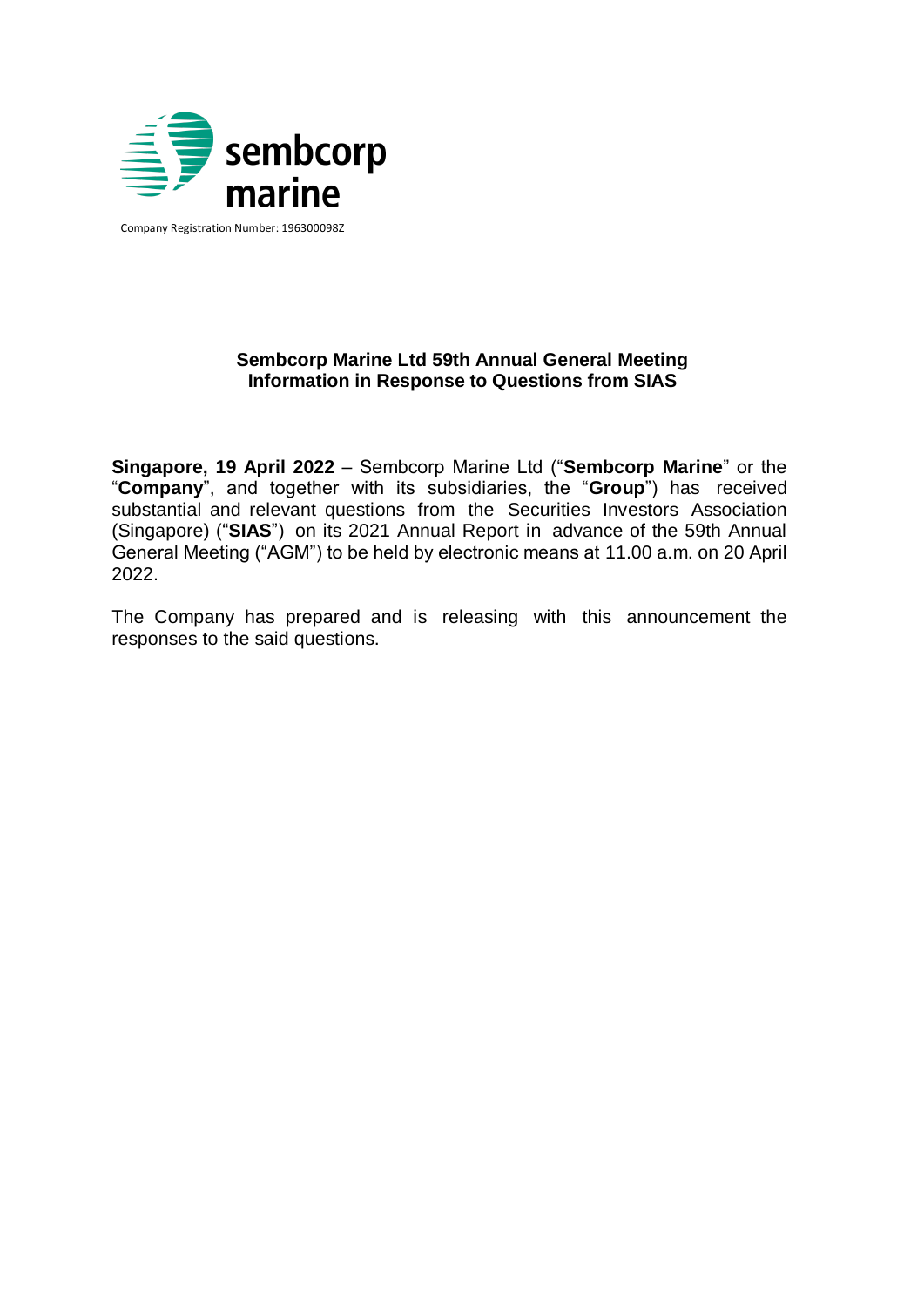sembcorp marine

Company Registration Number: 196300098Z

**Sembcorp Marine Ltd 59th Annual General Meeting**
**Information in Response to Questions from SIAS**

**Singapore, 19 April 2022** – Sembcorp Marine Ltd ("**Sembcorp Marine**" or the "**Company**", and together with its subsidiaries, the "**Group**") has received substantial and relevant questions from the Securities Investors Association (Singapore) ("**SIAS**") on its 2021 Annual Report in advance of the 59th Annual General Meeting ("AGM") to be held by electronic means at 11.00 a.m. on 20 April 2022.

The Company has prepared and is releasing with this announcement the responses to the said questions.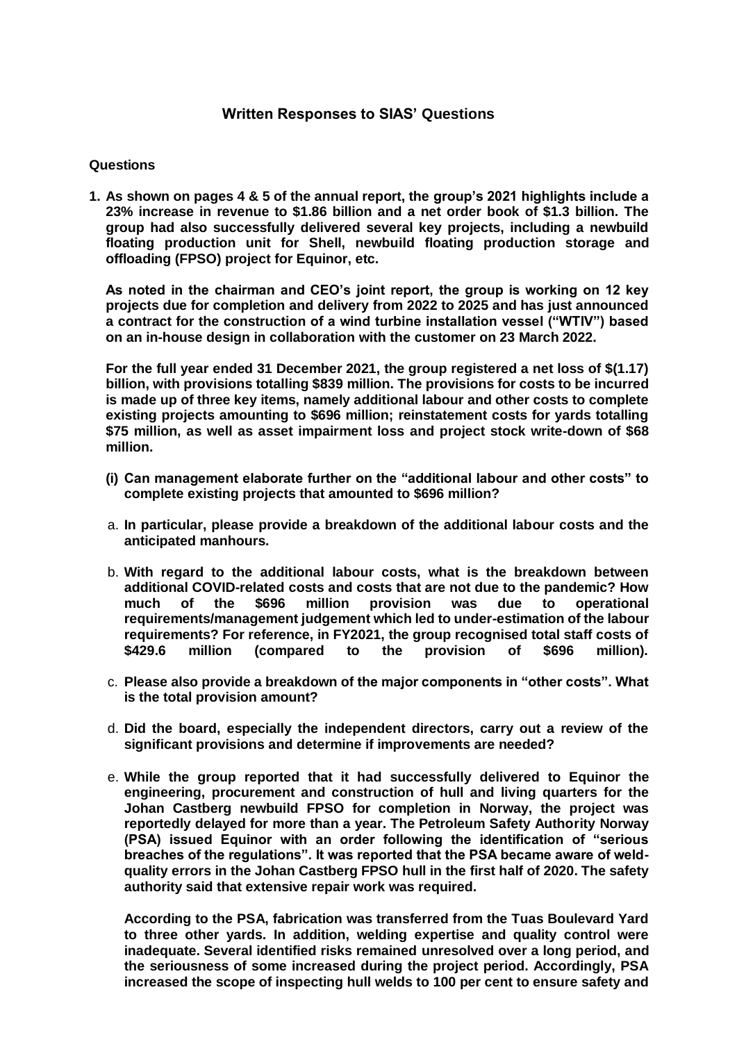## Written Responses to SIAS' Questions

**Questions**

1. **As shown on pages 4 & 5 of the annual report, the group's 2021 highlights include a 23% increase in revenue to $1.86 billion and a net order book of $1.3 billion. The group had also successfully delivered several key projects, including a newbuild floating production unit for Shell, newbuild floating production storage and offloading (FPSO) project for Equinor, etc.**

   **As noted in the chairman and CEO's joint report, the group is working on 12 key projects due for completion and delivery from 2022 to 2025 and has just announced a contract for the construction of a wind turbine installation vessel ("WTIV") based on an in-house design in collaboration with the customer on 23 March 2022.**

   **For the full year ended 31 December 2021, the group registered a net loss of $(1.17) billion, with provisions totalling $839 million. The provisions for costs to be incurred is made up of three key items, namely additional labour and other costs to complete existing projects amounting to $696 million; reinstatement costs for yards totalling $75 million, as well as asset impairment loss and project stock write-down of $68 million.**

   **(i) Can management elaborate further on the "additional labour and other costs" to complete existing projects that amounted to $696 million?**

   a. **In particular, please provide a breakdown of the additional labour costs and the anticipated manhours.**

   b. **With regard to the additional labour costs, what is the breakdown between additional COVID-related costs and costs that are not due to the pandemic? How much of the $696 million provision was due to operational requirements/management judgement which led to under-estimation of the labour requirements? For reference, in FY2021, the group recognised total staff costs of $429.6 million (compared to the provision of $696 million).**

   c. **Please also provide a breakdown of the major components in "other costs". What is the total provision amount?**

   d. **Did the board, especially the independent directors, carry out a review of the significant provisions and determine if improvements are needed?**

   e. **While the group reported that it had successfully delivered to Equinor the engineering, procurement and construction of hull and living quarters for the Johan Castberg newbuild FPSO for completion in Norway, the project was reportedly delayed for more than a year. The Petroleum Safety Authority Norway (PSA) issued Equinor with an order following the identification of "serious breaches of the regulations". It was reported that the PSA became aware of weld-quality errors in the Johan Castberg FPSO hull in the first half of 2020. The safety authority said that extensive repair work was required.**

      **According to the PSA, fabrication was transferred from the Tuas Boulevard Yard to three other yards. In addition, welding expertise and quality control were inadequate. Several identified risks remained unresolved over a long period, and the seriousness of some increased during the project period. Accordingly, PSA increased the scope of inspecting hull welds to 100 per cent to ensure safety and**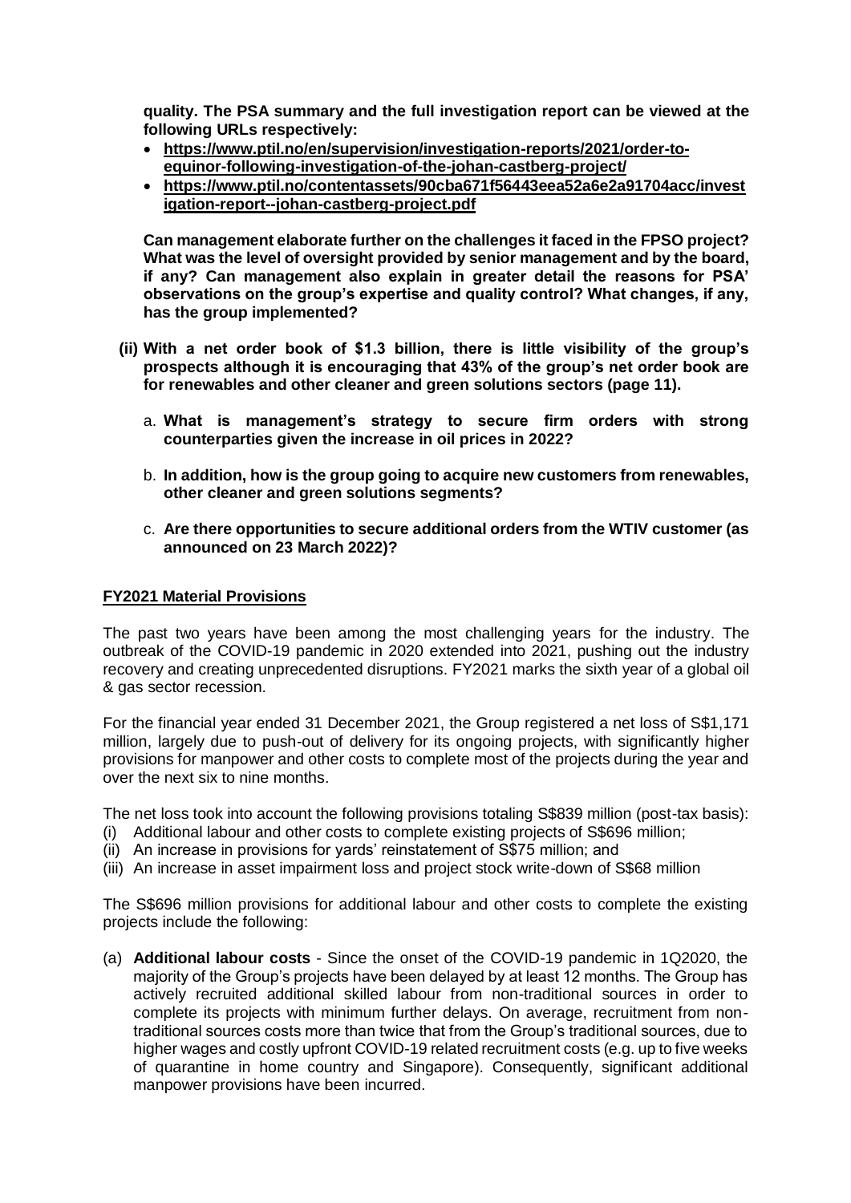**quality. The PSA summary and the full investigation report can be viewed at the following URLs respectively:**

- **https://www.ptil.no/en/supervision/investigation-reports/2021/order-to-equinor-following-investigation-of-the-johan-castberg-project/**
- **https://www.ptil.no/contentassets/90cba671f56443eea52a6e2a91704acc/investigation-report--johan-castberg-project.pdf**

**Can management elaborate further on the challenges it faced in the FPSO project? What was the level of oversight provided by senior management and by the board, if any? Can management also explain in greater detail the reasons for PSA' observations on the group's expertise and quality control? What changes, if any, has the group implemented?**

**(ii) With a net order book of $1.3 billion, there is little visibility of the group's prospects although it is encouraging that 43% of the group's net order book are for renewables and other cleaner and green solutions sectors (page 11).**

a. **What is management's strategy to secure firm orders with strong counterparties given the increase in oil prices in 2022?**

b. **In addition, how is the group going to acquire new customers from renewables, other cleaner and green solutions segments?**

c. **Are there opportunities to secure additional orders from the WTIV customer (as announced on 23 March 2022)?**

**FY2021 Material Provisions**

The past two years have been among the most challenging years for the industry. The outbreak of the COVID-19 pandemic in 2020 extended into 2021, pushing out the industry recovery and creating unprecedented disruptions. FY2021 marks the sixth year of a global oil & gas sector recession.

For the financial year ended 31 December 2021, the Group registered a net loss of S$1,171 million, largely due to push-out of delivery for its ongoing projects, with significantly higher provisions for manpower and other costs to complete most of the projects during the year and over the next six to nine months.

The net loss took into account the following provisions totaling S$839 million (post-tax basis):

(i) Additional labour and other costs to complete existing projects of S$696 million;
(ii) An increase in provisions for yards' reinstatement of S$75 million; and
(iii) An increase in asset impairment loss and project stock write-down of S$68 million

The S$696 million provisions for additional labour and other costs to complete the existing projects include the following:

(a) **Additional labour costs** - Since the onset of the COVID-19 pandemic in 1Q2020, the majority of the Group's projects have been delayed by at least 12 months. The Group has actively recruited additional skilled labour from non-traditional sources in order to complete its projects with minimum further delays. On average, recruitment from non-traditional sources costs more than twice that from the Group's traditional sources, due to higher wages and costly upfront COVID-19 related recruitment costs (e.g. up to five weeks of quarantine in home country and Singapore). Consequently, significant additional manpower provisions have been incurred.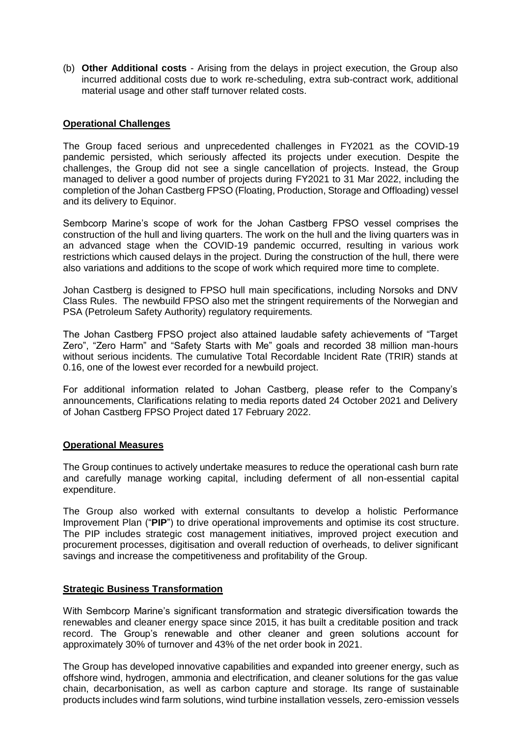(b) **Other Additional costs** - Arising from the delays in project execution, the Group also incurred additional costs due to work re-scheduling, extra sub-contract work, additional material usage and other staff turnover related costs.

**Operational Challenges**

The Group faced serious and unprecedented challenges in FY2021 as the COVID-19 pandemic persisted, which seriously affected its projects under execution. Despite the challenges, the Group did not see a single cancellation of projects. Instead, the Group managed to deliver a good number of projects during FY2021 to 31 Mar 2022, including the completion of the Johan Castberg FPSO (Floating, Production, Storage and Offloading) vessel and its delivery to Equinor.

Sembcorp Marine's scope of work for the Johan Castberg FPSO vessel comprises the construction of the hull and living quarters. The work on the hull and the living quarters was in an advanced stage when the COVID-19 pandemic occurred, resulting in various work restrictions which caused delays in the project. During the construction of the hull, there were also variations and additions to the scope of work which required more time to complete.

Johan Castberg is designed to FPSO hull main specifications, including Norsoks and DNV Class Rules. The newbuild FPSO also met the stringent requirements of the Norwegian and PSA (Petroleum Safety Authority) regulatory requirements.

The Johan Castberg FPSO project also attained laudable safety achievements of "Target Zero", "Zero Harm" and "Safety Starts with Me" goals and recorded 38 million man-hours without serious incidents. The cumulative Total Recordable Incident Rate (TRIR) stands at 0.16, one of the lowest ever recorded for a newbuild project.

For additional information related to Johan Castberg, please refer to the Company's announcements, Clarifications relating to media reports dated 24 October 2021 and Delivery of Johan Castberg FPSO Project dated 17 February 2022.

**Operational Measures**

The Group continues to actively undertake measures to reduce the operational cash burn rate and carefully manage working capital, including deferment of all non-essential capital expenditure.

The Group also worked with external consultants to develop a holistic Performance Improvement Plan ("**PIP**") to drive operational improvements and optimise its cost structure. The PIP includes strategic cost management initiatives, improved project execution and procurement processes, digitisation and overall reduction of overheads, to deliver significant savings and increase the competitiveness and profitability of the Group.

**Strategic Business Transformation**

With Sembcorp Marine's significant transformation and strategic diversification towards the renewables and cleaner energy space since 2015, it has built a creditable position and track record. The Group's renewable and other cleaner and green solutions account for approximately 30% of turnover and 43% of the net order book in 2021.

The Group has developed innovative capabilities and expanded into greener energy, such as offshore wind, hydrogen, ammonia and electrification, and cleaner solutions for the gas value chain, decarbonisation, as well as carbon capture and storage. Its range of sustainable products includes wind farm solutions, wind turbine installation vessels, zero-emission vessels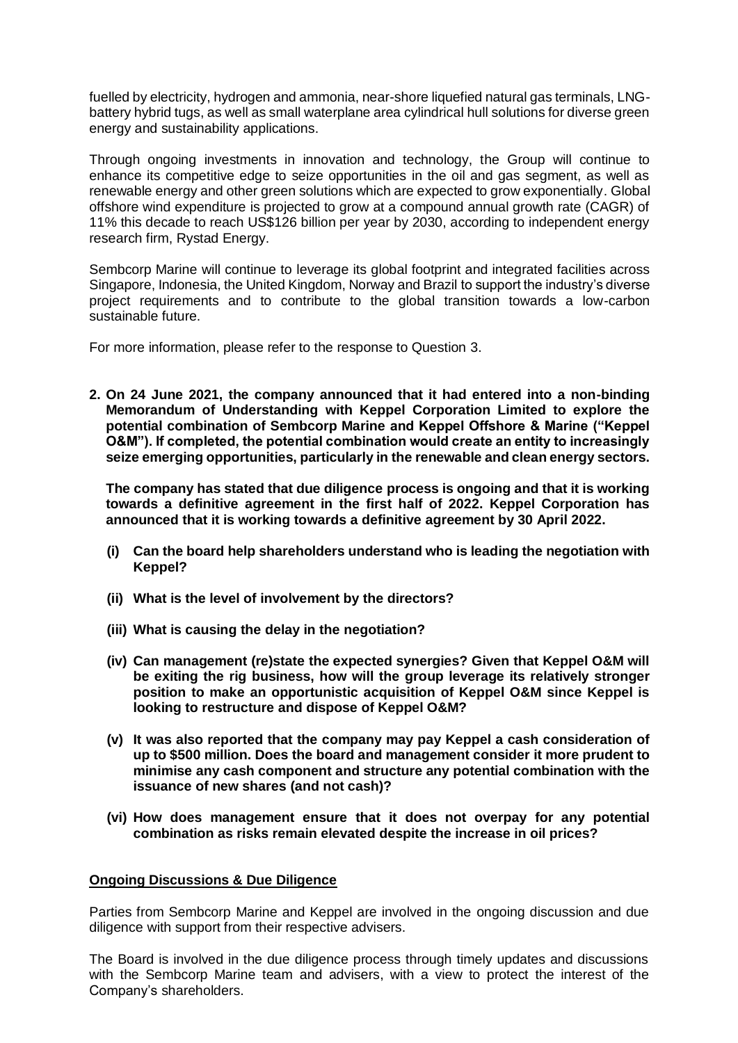fuelled by electricity, hydrogen and ammonia, near-shore liquefied natural gas terminals, LNG-battery hybrid tugs, as well as small waterplane area cylindrical hull solutions for diverse green energy and sustainability applications.

Through ongoing investments in innovation and technology, the Group will continue to enhance its competitive edge to seize opportunities in the oil and gas segment, as well as renewable energy and other green solutions which are expected to grow exponentially. Global offshore wind expenditure is projected to grow at a compound annual growth rate (CAGR) of 11% this decade to reach US$126 billion per year by 2030, according to independent energy research firm, Rystad Energy.

Sembcorp Marine will continue to leverage its global footprint and integrated facilities across Singapore, Indonesia, the United Kingdom, Norway and Brazil to support the industry's diverse project requirements and to contribute to the global transition towards a low-carbon sustainable future.

For more information, please refer to the response to Question 3.

**2. On 24 June 2021, the company announced that it had entered into a non-binding Memorandum of Understanding with Keppel Corporation Limited to explore the potential combination of Sembcorp Marine and Keppel Offshore & Marine ("Keppel O&M"). If completed, the potential combination would create an entity to increasingly seize emerging opportunities, particularly in the renewable and clean energy sectors.**

**The company has stated that due diligence process is ongoing and that it is working towards a definitive agreement in the first half of 2022. Keppel Corporation has announced that it is working towards a definitive agreement by 30 April 2022.**

- **(i) Can the board help shareholders understand who is leading the negotiation with Keppel?**
- **(ii) What is the level of involvement by the directors?**
- **(iii) What is causing the delay in the negotiation?**
- **(iv) Can management (re)state the expected synergies? Given that Keppel O&M will be exiting the rig business, how will the group leverage its relatively stronger position to make an opportunistic acquisition of Keppel O&M since Keppel is looking to restructure and dispose of Keppel O&M?**
- **(v) It was also reported that the company may pay Keppel a cash consideration of up to $500 million. Does the board and management consider it more prudent to minimise any cash component and structure any potential combination with the issuance of new shares (and not cash)?**
- **(vi) How does management ensure that it does not overpay for any potential combination as risks remain elevated despite the increase in oil prices?**

**Ongoing Discussions & Due Diligence**

Parties from Sembcorp Marine and Keppel are involved in the ongoing discussion and due diligence with support from their respective advisers.

The Board is involved in the due diligence process through timely updates and discussions with the Sembcorp Marine team and advisers, with a view to protect the interest of the Company's shareholders.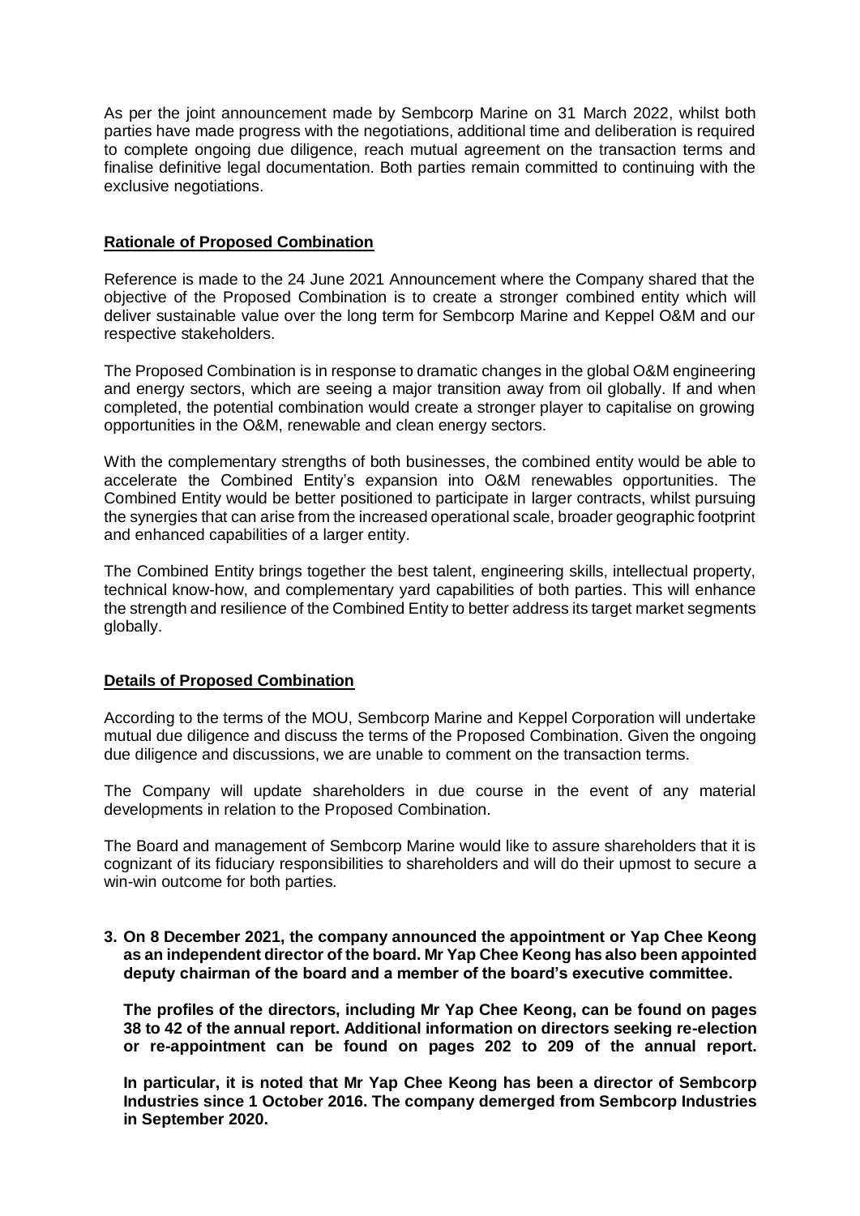As per the joint announcement made by Sembcorp Marine on 31 March 2022, whilst both parties have made progress with the negotiations, additional time and deliberation is required to complete ongoing due diligence, reach mutual agreement on the transaction terms and finalise definitive legal documentation. Both parties remain committed to continuing with the exclusive negotiations.

**Rationale of Proposed Combination**

Reference is made to the 24 June 2021 Announcement where the Company shared that the objective of the Proposed Combination is to create a stronger combined entity which will deliver sustainable value over the long term for Sembcorp Marine and Keppel O&M and our respective stakeholders.

The Proposed Combination is in response to dramatic changes in the global O&M engineering and energy sectors, which are seeing a major transition away from oil globally. If and when completed, the potential combination would create a stronger player to capitalise on growing opportunities in the O&M, renewable and clean energy sectors.

With the complementary strengths of both businesses, the combined entity would be able to accelerate the Combined Entity's expansion into O&M renewables opportunities. The Combined Entity would be better positioned to participate in larger contracts, whilst pursuing the synergies that can arise from the increased operational scale, broader geographic footprint and enhanced capabilities of a larger entity.

The Combined Entity brings together the best talent, engineering skills, intellectual property, technical know-how, and complementary yard capabilities of both parties. This will enhance the strength and resilience of the Combined Entity to better address its target market segments globally.

**Details of Proposed Combination**

According to the terms of the MOU, Sembcorp Marine and Keppel Corporation will undertake mutual due diligence and discuss the terms of the Proposed Combination. Given the ongoing due diligence and discussions, we are unable to comment on the transaction terms.

The Company will update shareholders in due course in the event of any material developments in relation to the Proposed Combination.

The Board and management of Sembcorp Marine would like to assure shareholders that it is cognizant of its fiduciary responsibilities to shareholders and will do their upmost to secure a win-win outcome for both parties.

**3. On 8 December 2021, the company announced the appointment or Yap Chee Keong as an independent director of the board. Mr Yap Chee Keong has also been appointed deputy chairman of the board and a member of the board's executive committee.**

**The profiles of the directors, including Mr Yap Chee Keong, can be found on pages 38 to 42 of the annual report. Additional information on directors seeking re-election or re-appointment can be found on pages 202 to 209 of the annual report.**

**In particular, it is noted that Mr Yap Chee Keong has been a director of Sembcorp Industries since 1 October 2016. The company demerged from Sembcorp Industries in September 2020.**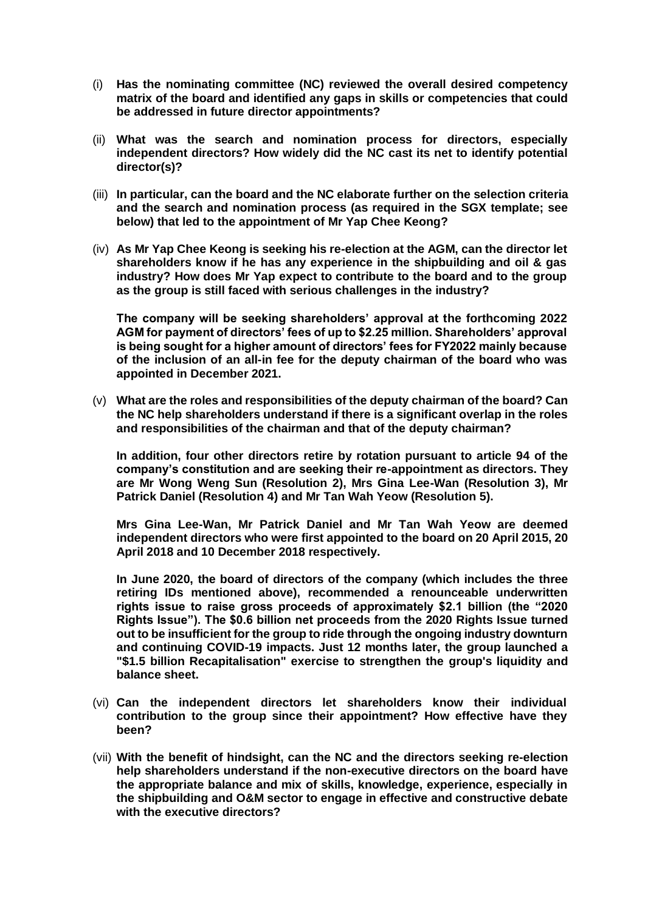(i) **Has the nominating committee (NC) reviewed the overall desired competency matrix of the board and identified any gaps in skills or competencies that could be addressed in future director appointments?**

(ii) **What was the search and nomination process for directors, especially independent directors? How widely did the NC cast its net to identify potential director(s)?**

(iii) **In particular, can the board and the NC elaborate further on the selection criteria and the search and nomination process (as required in the SGX template; see below) that led to the appointment of Mr Yap Chee Keong?**

(iv) **As Mr Yap Chee Keong is seeking his re-election at the AGM, can the director let shareholders know if he has any experience in the shipbuilding and oil & gas industry? How does Mr Yap expect to contribute to the board and to the group as the group is still faced with serious challenges in the industry?**

**The company will be seeking shareholders' approval at the forthcoming 2022 AGM for payment of directors' fees of up to $2.25 million. Shareholders' approval is being sought for a higher amount of directors' fees for FY2022 mainly because of the inclusion of an all-in fee for the deputy chairman of the board who was appointed in December 2021.**

(v) **What are the roles and responsibilities of the deputy chairman of the board? Can the NC help shareholders understand if there is a significant overlap in the roles and responsibilities of the chairman and that of the deputy chairman?**

**In addition, four other directors retire by rotation pursuant to article 94 of the company's constitution and are seeking their re-appointment as directors. They are Mr Wong Weng Sun (Resolution 2), Mrs Gina Lee-Wan (Resolution 3), Mr Patrick Daniel (Resolution 4) and Mr Tan Wah Yeow (Resolution 5).**

**Mrs Gina Lee-Wan, Mr Patrick Daniel and Mr Tan Wah Yeow are deemed independent directors who were first appointed to the board on 20 April 2015, 20 April 2018 and 10 December 2018 respectively.**

**In June 2020, the board of directors of the company (which includes the three retiring IDs mentioned above), recommended a renounceable underwritten rights issue to raise gross proceeds of approximately $2.1 billion (the "2020 Rights Issue"). The $0.6 billion net proceeds from the 2020 Rights Issue turned out to be insufficient for the group to ride through the ongoing industry downturn and continuing COVID-19 impacts. Just 12 months later, the group launched a "$1.5 billion Recapitalisation" exercise to strengthen the group's liquidity and balance sheet.**

(vi) **Can the independent directors let shareholders know their individual contribution to the group since their appointment? How effective have they been?**

(vii) **With the benefit of hindsight, can the NC and the directors seeking re-election help shareholders understand if the non-executive directors on the board have the appropriate balance and mix of skills, knowledge, experience, especially in the shipbuilding and O&M sector to engage in effective and constructive debate with the executive directors?**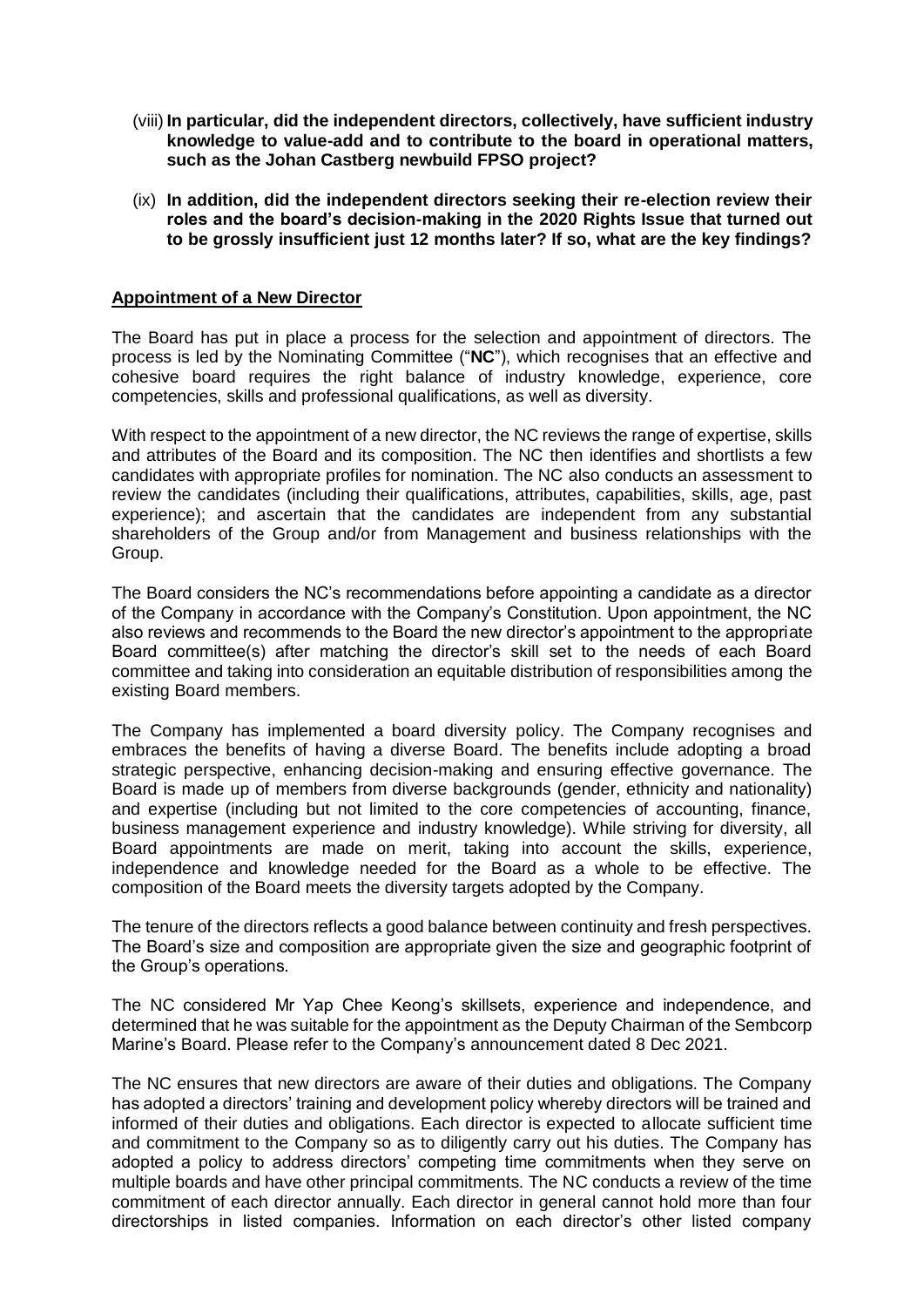(viii) **In particular, did the independent directors, collectively, have sufficient industry knowledge to value-add and to contribute to the board in operational matters, such as the Johan Castberg newbuild FPSO project?**

(ix) **In addition, did the independent directors seeking their re-election review their roles and the board's decision-making in the 2020 Rights Issue that turned out to be grossly insufficient just 12 months later? If so, what are the key findings?**

**Appointment of a New Director**

The Board has put in place a process for the selection and appointment of directors. The process is led by the Nominating Committee ("**NC**"), which recognises that an effective and cohesive board requires the right balance of industry knowledge, experience, core competencies, skills and professional qualifications, as well as diversity.

With respect to the appointment of a new director, the NC reviews the range of expertise, skills and attributes of the Board and its composition. The NC then identifies and shortlists a few candidates with appropriate profiles for nomination. The NC also conducts an assessment to review the candidates (including their qualifications, attributes, capabilities, skills, age, past experience); and ascertain that the candidates are independent from any substantial shareholders of the Group and/or from Management and business relationships with the Group.

The Board considers the NC's recommendations before appointing a candidate as a director of the Company in accordance with the Company's Constitution. Upon appointment, the NC also reviews and recommends to the Board the new director's appointment to the appropriate Board committee(s) after matching the director's skill set to the needs of each Board committee and taking into consideration an equitable distribution of responsibilities among the existing Board members.

The Company has implemented a board diversity policy. The Company recognises and embraces the benefits of having a diverse Board. The benefits include adopting a broad strategic perspective, enhancing decision-making and ensuring effective governance. The Board is made up of members from diverse backgrounds (gender, ethnicity and nationality) and expertise (including but not limited to the core competencies of accounting, finance, business management experience and industry knowledge). While striving for diversity, all Board appointments are made on merit, taking into account the skills, experience, independence and knowledge needed for the Board as a whole to be effective. The composition of the Board meets the diversity targets adopted by the Company.

The tenure of the directors reflects a good balance between continuity and fresh perspectives. The Board's size and composition are appropriate given the size and geographic footprint of the Group's operations.

The NC considered Mr Yap Chee Keong's skillsets, experience and independence, and determined that he was suitable for the appointment as the Deputy Chairman of the Sembcorp Marine's Board. Please refer to the Company's announcement dated 8 Dec 2021.

The NC ensures that new directors are aware of their duties and obligations. The Company has adopted a directors' training and development policy whereby directors will be trained and informed of their duties and obligations. Each director is expected to allocate sufficient time and commitment to the Company so as to diligently carry out his duties. The Company has adopted a policy to address directors' competing time commitments when they serve on multiple boards and have other principal commitments. The NC conducts a review of the time commitment of each director annually. Each director in general cannot hold more than four directorships in listed companies. Information on each director's other listed company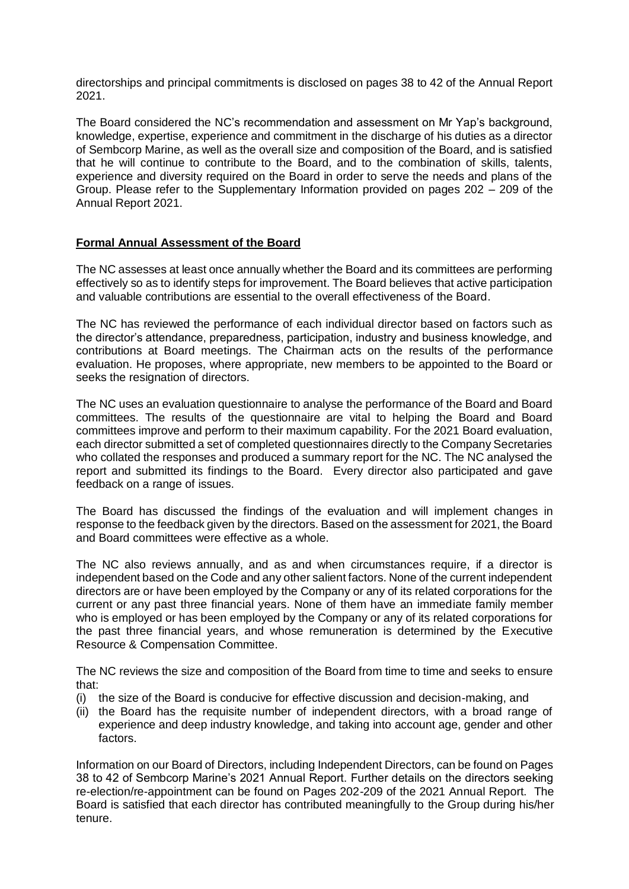directorships and principal commitments is disclosed on pages 38 to 42 of the Annual Report 2021.

The Board considered the NC's recommendation and assessment on Mr Yap's background, knowledge, expertise, experience and commitment in the discharge of his duties as a director of Sembcorp Marine, as well as the overall size and composition of the Board, and is satisfied that he will continue to contribute to the Board, and to the combination of skills, talents, experience and diversity required on the Board in order to serve the needs and plans of the Group. Please refer to the Supplementary Information provided on pages 202 – 209 of the Annual Report 2021.

## Formal Annual Assessment of the Board

The NC assesses at least once annually whether the Board and its committees are performing effectively so as to identify steps for improvement. The Board believes that active participation and valuable contributions are essential to the overall effectiveness of the Board.

The NC has reviewed the performance of each individual director based on factors such as the director's attendance, preparedness, participation, industry and business knowledge, and contributions at Board meetings. The Chairman acts on the results of the performance evaluation. He proposes, where appropriate, new members to be appointed to the Board or seeks the resignation of directors.

The NC uses an evaluation questionnaire to analyse the performance of the Board and Board committees. The results of the questionnaire are vital to helping the Board and Board committees improve and perform to their maximum capability. For the 2021 Board evaluation, each director submitted a set of completed questionnaires directly to the Company Secretaries who collated the responses and produced a summary report for the NC. The NC analysed the report and submitted its findings to the Board. Every director also participated and gave feedback on a range of issues.

The Board has discussed the findings of the evaluation and will implement changes in response to the feedback given by the directors. Based on the assessment for 2021, the Board and Board committees were effective as a whole.

The NC also reviews annually, and as and when circumstances require, if a director is independent based on the Code and any other salient factors. None of the current independent directors are or have been employed by the Company or any of its related corporations for the current or any past three financial years. None of them have an immediate family member who is employed or has been employed by the Company or any of its related corporations for the past three financial years, and whose remuneration is determined by the Executive Resource & Compensation Committee.

The NC reviews the size and composition of the Board from time to time and seeks to ensure that:

(i) the size of the Board is conducive for effective discussion and decision-making, and
(ii) the Board has the requisite number of independent directors, with a broad range of experience and deep industry knowledge, and taking into account age, gender and other factors.

Information on our Board of Directors, including Independent Directors, can be found on Pages 38 to 42 of Sembcorp Marine's 2021 Annual Report. Further details on the directors seeking re-election/re-appointment can be found on Pages 202-209 of the 2021 Annual Report. The Board is satisfied that each director has contributed meaningfully to the Group during his/her tenure.